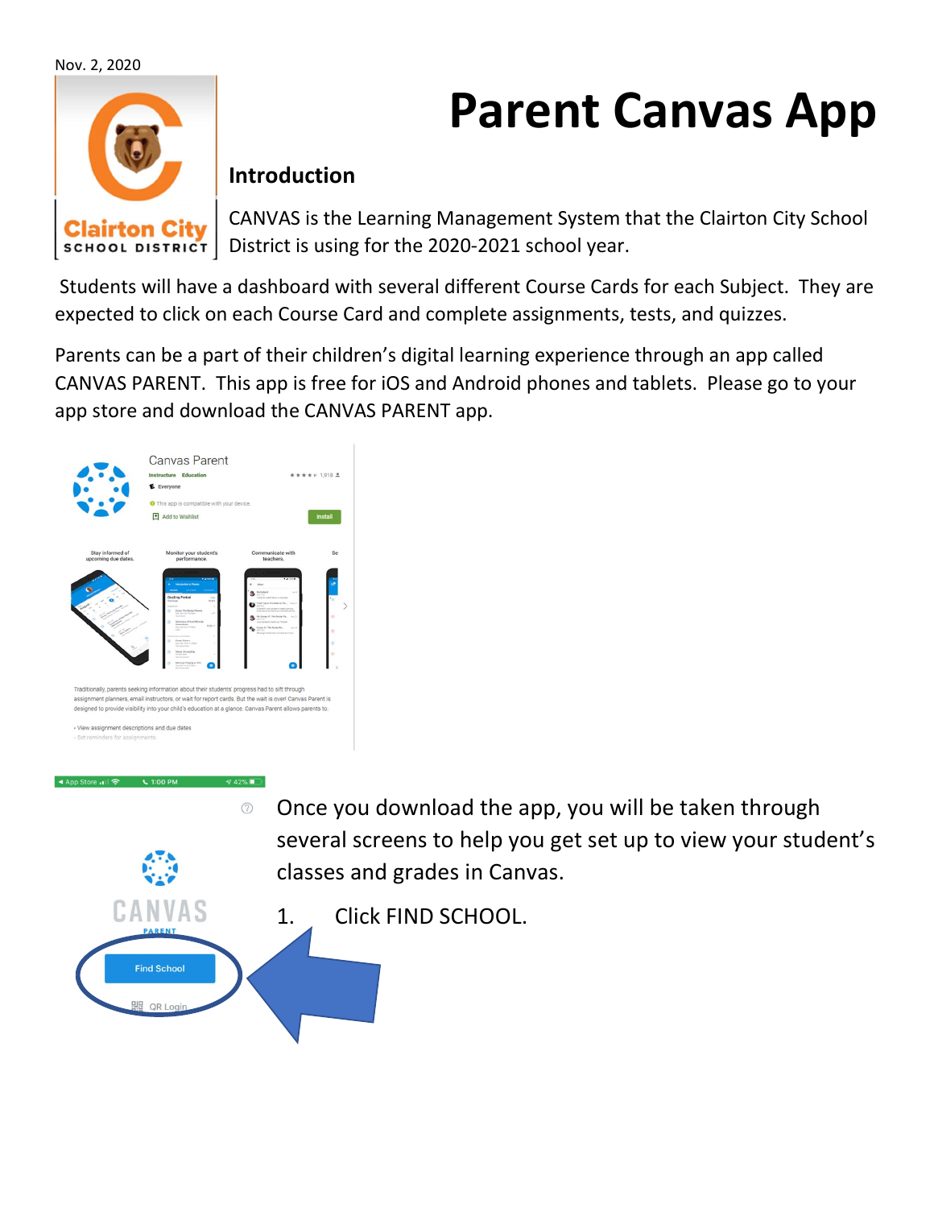Nov. 2, 2020

# Parent Canvas App

## Introduction

CANVAS is the Learning Management System that the Clairton City School District is using for the 2020-2021 school year.

Students will have a dashboard with several different Course Cards for each Subject. They are expected to click on each Course Card and complete assignments, tests, and quizzes.

Parents can be a part of their children's digital learning experience through an app called CANVAS PARENT. This app is free for iOS and Android phones and tablets. Please go to your app store and download the CANVAS PARENT app.

Once you download the app, you will be taken through several screens to help you get set up to view your student's classes and grades in Canvas.

1. Click FIND SCHOOL.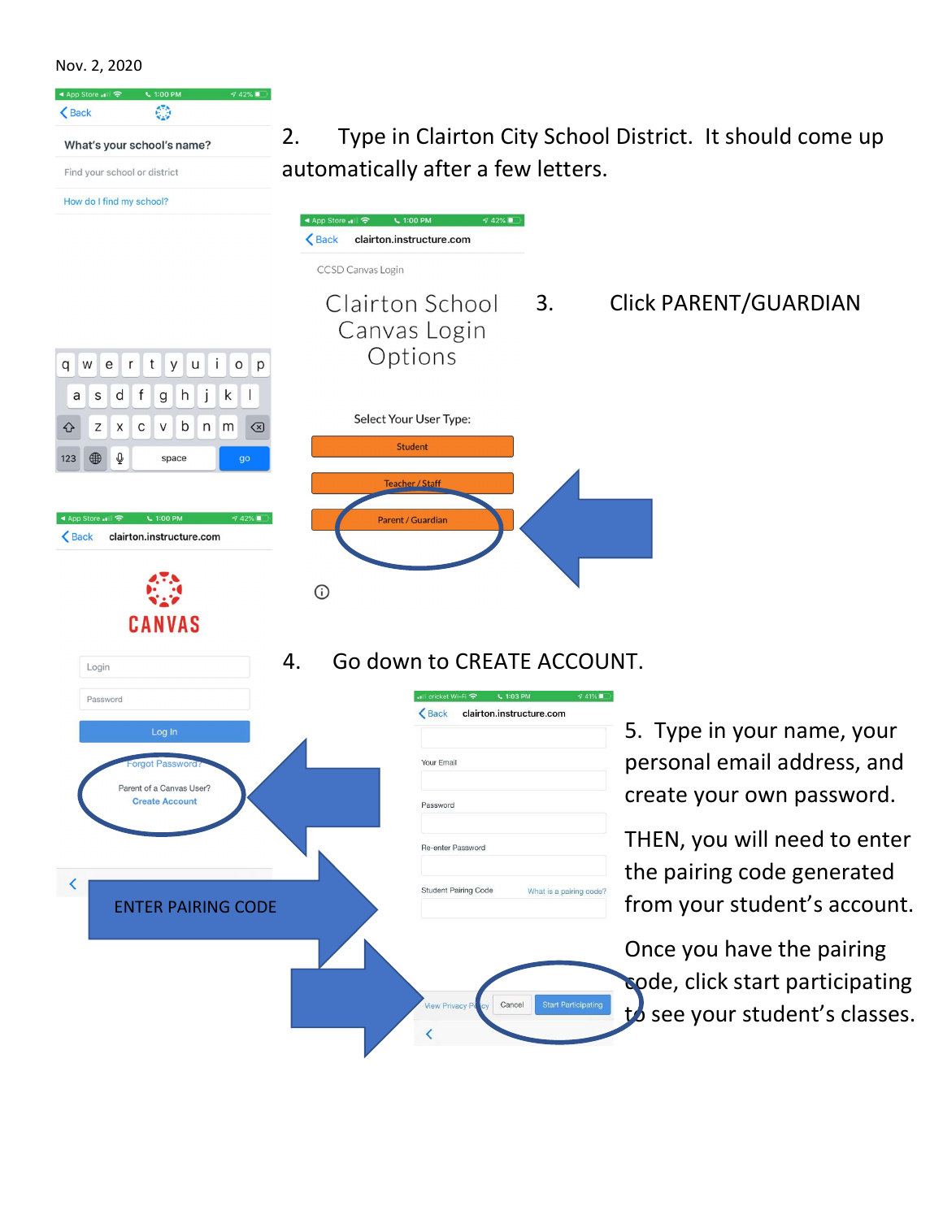Nov. 2, 2020

2. Type in Clairton City School District. It should come up automatically after a few letters.

3. Click PARENT/GUARDIAN

4. Go down to CREATE ACCOUNT.

ENTER PAIRING CODE

5. Type in your name, your personal email address, and create your own password.

THEN, you will need to enter the pairing code generated from your student's account.

Once you have the pairing code, click start participating to see your student's classes.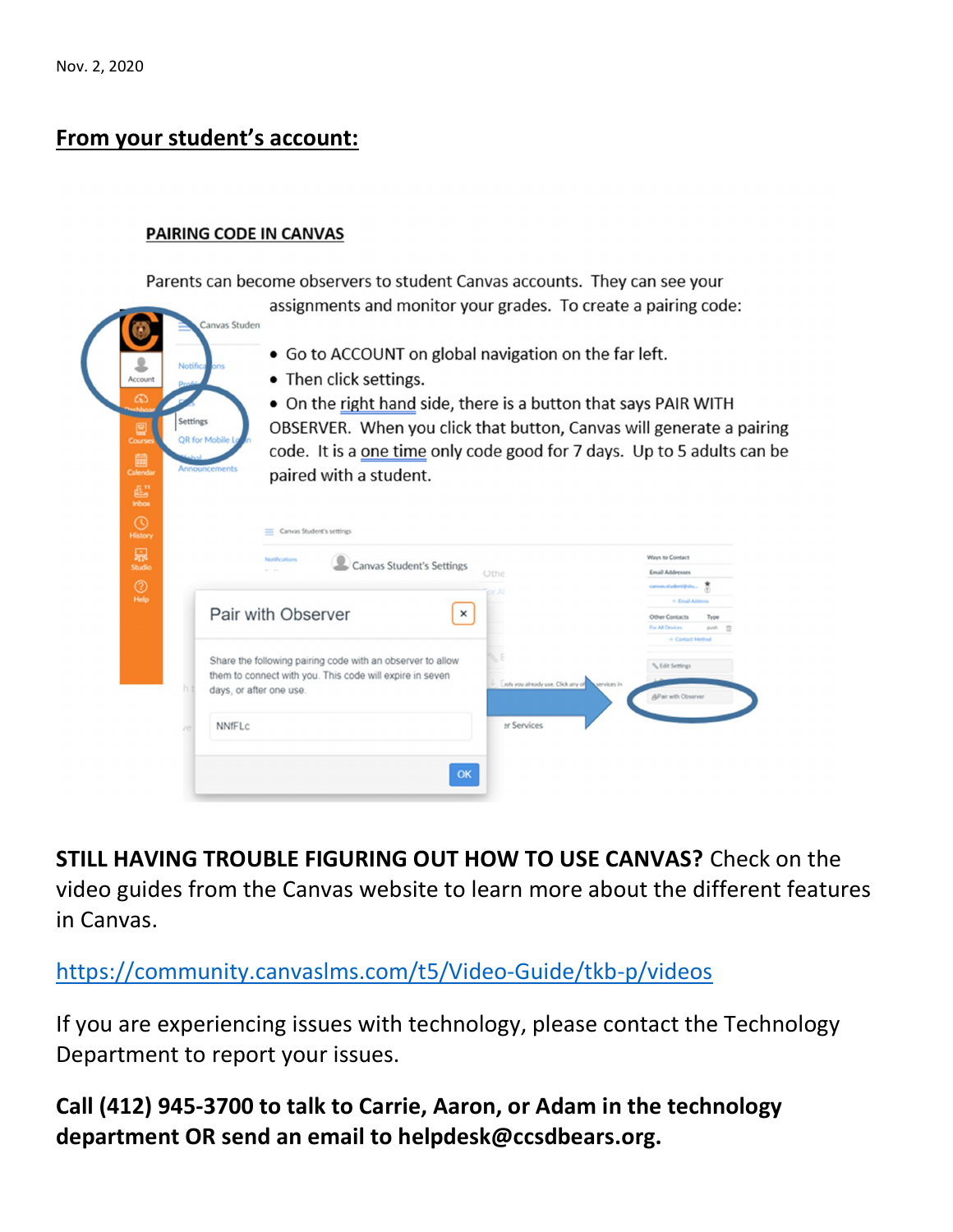Nov. 2, 2020

**From your student's account:**

**PAIRING CODE IN CANVAS**

Parents can become observers to student Canvas accounts. They can see your assignments and monitor your grades. To create a pairing code:

- Go to ACCOUNT on global navigation on the far left.
- Then click settings.
- On the right hand side, there is a button that says PAIR WITH OBSERVER. When you click that button, Canvas will generate a pairing code. It is a one time only code good for 7 days. Up to 5 adults can be paired with a student.

**STILL HAVING TROUBLE FIGURING OUT HOW TO USE CANVAS?** Check on the video guides from the Canvas website to learn more about the different features in Canvas.

[https://community.canvaslms.com/t5/Video-Guide/tkb-p/videos](https://community.canvaslms.com/t5/Video-Guide/tkb-p/videos)

If you are experiencing issues with technology, please contact the Technology Department to report your issues.

**Call (412) 945-3700 to talk to Carrie, Aaron, or Adam in the technology department OR send an email to helpdesk@ccsdbears.org.**